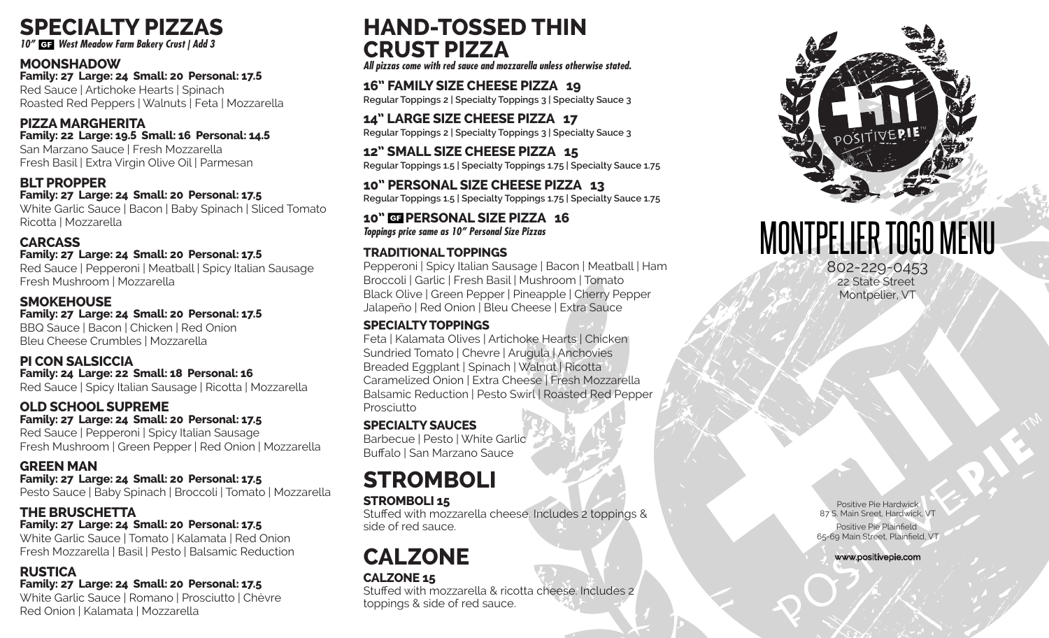# SPECIALTY PIZZAS

*10" GF West Meadow Farm Bakery Crust | Add 3*

### MOONSHADOW
**Family: 27 Large: 24 Small: 20 Personal: 17.5**
Red Sauce | Artichoke Hearts | Spinach
Roasted Red Peppers | Walnuts | Feta | Mozzarella

### PIZZA MARGHERITA
**Family: 22 Large: 19.5 Small: 16 Personal: 14.5**
San Marzano Sauce | Fresh Mozzarella
Fresh Basil | Extra Virgin Olive Oil | Parmesan

### BLT PROPPER
**Family: 27 Large: 24 Small: 20 Personal: 17.5**
White Garlic Sauce | Bacon | Baby Spinach | Sliced Tomato
Ricotta | Mozzarella

### CARCASS
**Family: 27 Large: 24 Small: 20 Personal: 17.5**
Red Sauce | Pepperoni | Meatball | Spicy Italian Sausage
Fresh Mushroom | Mozzarella

### SMOKEHOUSE
**Family: 27 Large: 24 Small: 20 Personal: 17.5**
BBQ Sauce | Bacon | Chicken | Red Onion
Bleu Cheese Crumbles | Mozzarella

### PI CON SALSICCIA
**Family: 24 Large: 22 Small: 18 Personal: 16**
Red Sauce | Spicy Italian Sausage | Ricotta | Mozzarella

### OLD SCHOOL SUPREME
**Family: 27 Large: 24 Small: 20 Personal: 17.5**
Red Sauce | Pepperoni | Spicy Italian Sausage
Fresh Mushroom | Green Pepper | Red Onion | Mozzarella

### GREEN MAN
**Family: 27 Large: 24 Small: 20 Personal: 17.5**
Pesto Sauce | Baby Spinach | Broccoli | Tomato | Mozzarella

### THE BRUSCHETTA
**Family: 27 Large: 24 Small: 20 Personal: 17.5**
White Garlic Sauce | Tomato | Kalamata | Red Onion
Fresh Mozzarella | Basil | Pesto | Balsamic Reduction

### RUSTICA
**Family: 27 Large: 24 Small: 20 Personal: 17.5**
White Garlic Sauce | Romano | Prosciutto | Chèvre
Red Onion | Kalamata | Mozzarella

# HAND-TOSSED THIN CRUST PIZZA

*All pizzas come with red sauce and mozzarella unless otherwise stated.*

### 16" FAMILY SIZE CHEESE PIZZA 19
**Regular Toppings 2 | Specialty Toppings 3 | Specialty Sauce 3**

### 14" LARGE SIZE CHEESE PIZZA 17
**Regular Toppings 2 | Specialty Toppings 3 | Specialty Sauce 3**

### 12" SMALL SIZE CHEESE PIZZA 15
**Regular Toppings 1.5 | Specialty Toppings 1.75 | Specialty Sauce 1.75**

### 10" PERSONAL SIZE CHEESE PIZZA 13
**Regular Toppings 1.5 | Specialty Toppings 1.75 | Specialty Sauce 1.75**

### 10" GF PERSONAL SIZE PIZZA 16
*Toppings price same as 10" Personal Size Pizzas*

### TRADITIONAL TOPPINGS
Pepperoni | Spicy Italian Sausage | Bacon | Meatball | Ham
Broccoli | Garlic | Fresh Basil | Mushroom | Tomato
Black Olive | Green Pepper | Pineapple | Cherry Pepper
Jalapeño | Red Onion | Bleu Cheese | Extra Sauce

### SPECIALTY TOPPINGS
Feta | Kalamata Olives | Artichoke Hearts | Chicken
Sundried Tomato | Chevre | Arugula | Anchovies
Breaded Eggplant | Spinach | Walnut | Ricotta
Caramelized Onion | Extra Cheese | Fresh Mozzarella
Balsamic Reduction | Pesto Swirl | Roasted Red Pepper
Prosciutto

### SPECIALTY SAUCES
Barbecue | Pesto | White Garlic
Buffalo | San Marzano Sauce

# STROMBOLI

### STROMBOLI 15
Stuffed with mozzarella cheese. Includes 2 toppings & side of red sauce.

# CALZONE

### CALZONE 15
Stuffed with mozzarella & ricotta cheese. Includes 2 toppings & side of red sauce.

POSITIVE PIE™

# MONTPELIER TOGO MENU

802-229-0453
22 State Street
Montpelier, VT

Positive Pie Hardwick
87 S. Main Sreet, Hardwick, VT

Positive Pie Plainfield
65-69 Main Street, Plainfield, VT

**www.positivepie.com**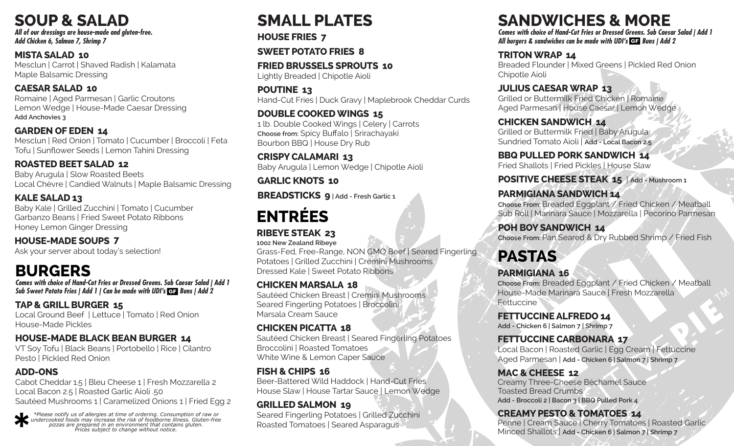# SOUP & SALAD

***All of our dressings are house-made and gluten-free. Add Chicken 6, Salmon 7, Shrimp 7***

### MISTA SALAD 10

Mesclun | Carrot | Shaved Radish | Kalamata
Maple Balsamic Dressing

### CAESAR SALAD 10

Romaine | Aged Parmesan | Garlic Croutons
Lemon Wedge | House-Made Caesar Dressing
**Add Anchovies 3**

### GARDEN OF EDEN 14

Mesclun | Red Onion | Tomato | Cucumber | Broccoli | Feta
Tofu | Sunflower Seeds | Lemon Tahini Dressing

### ROASTED BEET SALAD 12

Baby Arugula | Slow Roasted Beets
Local Chèvre | Candied Walnuts | Maple Balsamic Dressing

### KALE SALAD 13

Baby Kale | Grilled Zucchini | Tomato | Cucumber
Garbanzo Beans | Fried Sweet Potato Ribbons
Honey Lemon Ginger Dressing

### HOUSE-MADE SOUPS 7

Ask your server about today's selection!

# BURGERS

***Comes with choice of Hand-Cut Fries or Dressed Greens. Sub Caesar Salad | Add 1 Sub Sweet Potato Fries | Add 1 | Can be made with UDI's GF Buns | Add 2***

### TAP & GRILL BURGER 15

Local Ground Beef | Lettuce | Tomato | Red Onion
House-Made Pickles

### HOUSE-MADE BLACK BEAN BURGER 14

VT Soy Tofu | Black Beans | Portobello | Rice | Cilantro
Pesto | Pickled Red Onion

### ADD-ONS

Cabot Cheddar 1.5 | Bleu Cheese 1 | Fresh Mozzarella 2
Local Bacon 2.5 | Roasted Garlic Aioli .50
Sautéed Mushrooms 1 | Caramelized Onions 1 | Fried Egg 2

*Please notify us of allergies at time of ordering. Consumption of raw or undercooked foods may increase the risk of foodborne illness. Gluten-free pizzas are prepared in an environment that contains gluten. Prices subject to change without notice.*

# SMALL PLATES

### HOUSE FRIES 7

### SWEET POTATO FRIES 8

### FRIED BRUSSELS SPROUTS 10

Lightly Breaded | Chipotle Aioli

### POUTINE 13

Hand-Cut Fries | Duck Gravy | Maplebrook Cheddar Curds

### DOUBLE COOKED WINGS 15

1 lb. Double Cooked Wings | Celery | Carrots
**Choose from:** Spicy Buffalo | Srirachayaki
Bourbon BBQ | House Dry Rub

### CRISPY CALAMARI 13

Baby Arugula | Lemon Wedge | Chipotle Aioli

### GARLIC KNOTS 10

### BREADSTICKS 9 | Add - Fresh Garlic 1

# ENTRÉES

### RIBEYE STEAK 23

**10oz New Zealand Ribeye**
Grass-Fed, Free-Range, NON GMO Beef | Seared Fingerling Potatoes | Grilled Zucchini | Cremini Mushrooms
Dressed Kale | Sweet Potato Ribbons

### CHICKEN MARSALA 18

Sautéed Chicken Breast | Cremini Mushrooms
Seared Fingerling Potatoes | Broccolini
Marsala Cream Sauce

### CHICKEN PICATTA 18

Sautéed Chicken Breast | Seared Fingerling Potatoes
Broccolini | Roasted Tomatoes
White Wine & Lemon Caper Sauce

### FISH & CHIPS 16

Beer-Battered Wild Haddock | Hand-Cut Fries
House Slaw | House Tartar Sauce | Lemon Wedge

### GRILLED SALMON 19

Seared Fingerling Potatoes | Grilled Zucchini
Roasted Tomatoes | Seared Asparagus

# SANDWICHES & MORE

***Comes with choice of Hand-Cut Fries or Dressed Greens. Sub Caesar Salad | Add 1 All burgers & sandwiches can be made with UDI's GF Buns | Add 2***

### TRITON WRAP 14

Breaded Flounder | Mixed Greens | Pickled Red Onion
Chipotle Aioli

### JULIUS CAESAR WRAP 13

Grilled or Buttermilk Fried Chicken | Romaine
Aged Parmesan | House Caesar | Lemon Wedge

### CHICKEN SANDWICH 14

Grilled or Buttermilk Fried | Baby Arugula
Sundried Tomato Aioli | **Add - Local Bacon 2.5**

### BBQ PULLED PORK SANDWICH 14

Fried Shallots | Fried Pickles | House Slaw

### POSITIVE CHEESE STEAK 15 | Add - Mushroom 1

### PARMIGIANA SANDWICH 14

**Choose From:** Breaded Eggplant / Fried Chicken / Meatball
Sub Roll | Marinara Sauce | Mozzarella | Pecorino Parmesan

### POH BOY SANDWICH 14

**Choose From:** Pan Seared & Dry Rubbed Shrimp / Fried Fish

# PASTAS

### PARMIGIANA 16

**Choose From:** Breaded Eggplant / Fried Chicken / Meatball
House-Made Marinara Sauce | Fresh Mozzarella
Fettuccine

### FETTUCCINE ALFREDO 14

**Add - Chicken 6 | Salmon 7 | Shrimp 7**

### FETTUCCINE CARBONARA 17

Local Bacon | Roasted Garlic | Egg Cream | Fettuccine
Aged Parmesan | **Add - Chicken 6 | Salmon 7 | Shrimp 7**

### MAC & CHEESE 12

Creamy Three-Cheese Béchamel Sauce
Toasted Bread Crumbs
**Add - Broccoli 2 | Bacon 3 | BBQ Pulled Pork 4**

### CREAMY PESTO & TOMATOES 14

Penne | Cream Sauce | Cherry Tomatoes | Roasted Garlic
Minced Shallots | **Add - Chicken 6 | Salmon 7 | Shrimp 7**